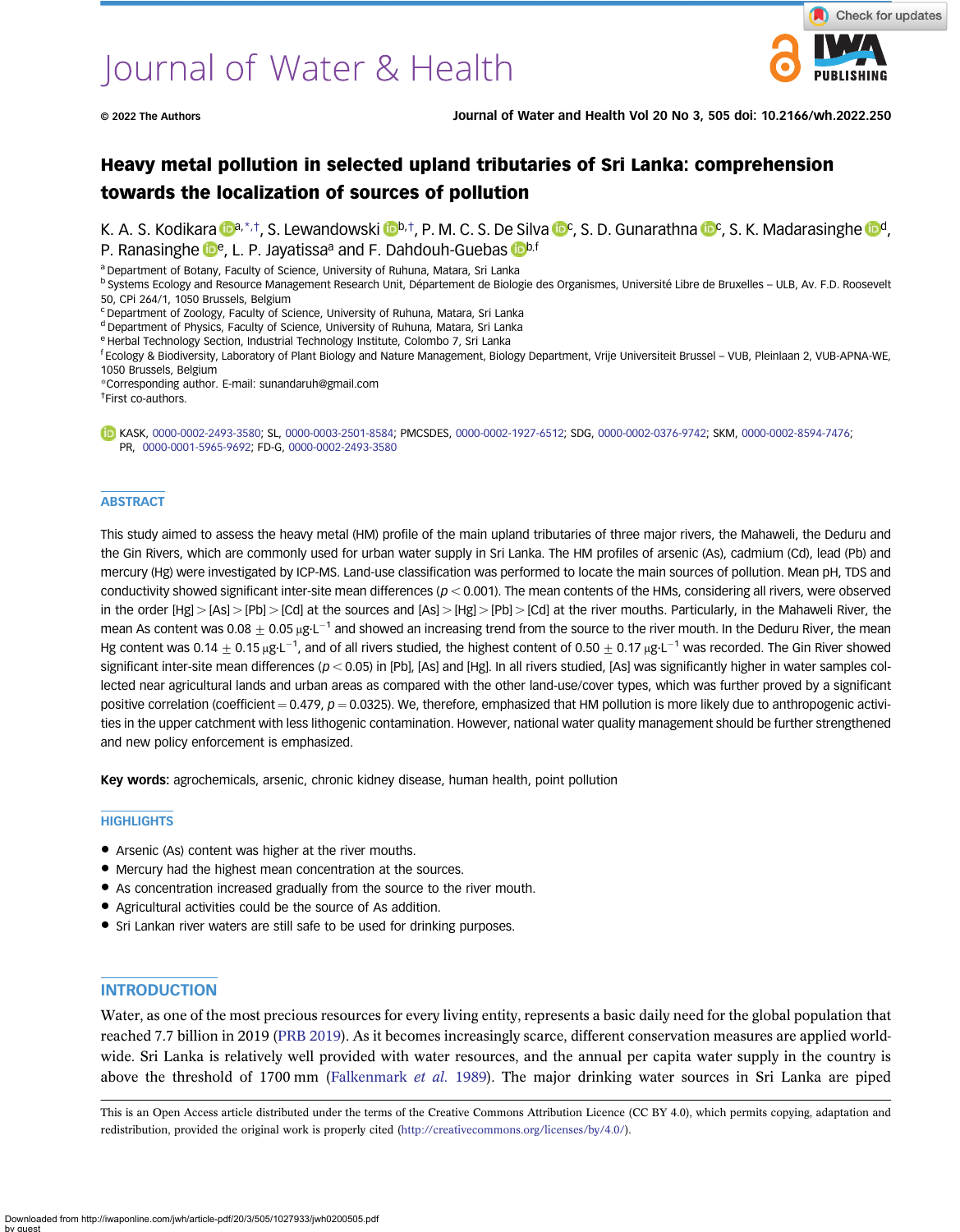# Heavy metal pollution in selected upland tributaries of Sri Lanka: comprehension towards the localization of sources of pollution

K. A. S. Kodikara[a,*,†], S. Lewandowski[b,†], P. M. C. S. De Silva[c], S. D. Gunarathna[c], S. K. Madarasinghe[d], P. Ranasinghe[e], L. P. Jayatissa[a] and F. Dahdouh-Guebas[b,f]

[a] Department of Botany, Faculty of Science, University of Ruhuna, Matara, Sri Lanka
[b] Systems Ecology and Resource Management Research Unit, Département de Biologie des Organismes, Université Libre de Bruxelles – ULB, Av. F.D. Roosevelt 50, CPi 264/1, 1050 Brussels, Belgium
[c] Department of Zoology, Faculty of Science, University of Ruhuna, Matara, Sri Lanka
[d] Department of Physics, Faculty of Science, University of Ruhuna, Matara, Sri Lanka
[e] Herbal Technology Section, Industrial Technology Institute, Colombo 7, Sri Lanka
[f] Ecology & Biodiversity, Laboratory of Plant Biology and Nature Management, Biology Department, Vrije Universiteit Brussel – VUB, Pleinlaan 2, VUB-APNA-WE, 1050 Brussels, Belgium
*Corresponding author. E-mail: sunandaruh@gmail.com
†First co-authors.

KASK, 0000-0002-2493-3580; SL, 0000-0003-2501-8584; PMCSDES, 0000-0002-1927-6512; SDG, 0000-0002-0376-9742; SKM, 0000-0002-8594-7476; PR, 0000-0001-5965-9692; FD-G, 0000-0002-2493-3580

## ABSTRACT

This study aimed to assess the heavy metal (HM) profile of the main upland tributaries of three major rivers, the Mahaweli, the Deduru and the Gin Rivers, which are commonly used for urban water supply in Sri Lanka. The HM profiles of arsenic (As), cadmium (Cd), lead (Pb) and mercury (Hg) were investigated by ICP-MS. Land-use classification was performed to locate the main sources of pollution. Mean pH, TDS and conductivity showed significant inter-site mean differences ($p < 0.001$). The mean contents of the HMs, considering all rivers, were observed in the order [Hg] > [As] > [Pb] > [Cd] at the sources and [As] > [Hg] > [Pb] > [Cd] at the river mouths. Particularly, in the Mahaweli River, the mean As content was $0.08 \pm 0.05$ μg·L$^{-1}$ and showed an increasing trend from the source to the river mouth. In the Deduru River, the mean Hg content was $0.14 \pm 0.15$ μg·L$^{-1}$, and of all rivers studied, the highest content of $0.50 \pm 0.17$ μg·L$^{-1}$ was recorded. The Gin River showed significant inter-site mean differences ($p < 0.05$) in [Pb], [As] and [Hg]. In all rivers studied, [As] was significantly higher in water samples collected near agricultural lands and urban areas as compared with the other land-use/cover types, which was further proved by a significant positive correlation (coefficient = 0.479, $p = 0.0325$). We, therefore, emphasized that HM pollution is more likely due to anthropogenic activities in the upper catchment with less lithogenic contamination. However, national water quality management should be further strengthened and new policy enforcement is emphasized.

**Key words**: agrochemicals, arsenic, chronic kidney disease, human health, point pollution

## HIGHLIGHTS

- Arsenic (As) content was higher at the river mouths.
- Mercury had the highest mean concentration at the sources.
- As concentration increased gradually from the source to the river mouth.
- Agricultural activities could be the source of As addition.
- Sri Lankan river waters are still safe to be used for drinking purposes.

## INTRODUCTION

Water, as one of the most precious resources for every living entity, represents a basic daily need for the global population that reached 7.7 billion in 2019 (PRB 2019). As it becomes increasingly scarce, different conservation measures are applied worldwide. Sri Lanka is relatively well provided with water resources, and the annual per capita water supply in the country is above the threshold of 1700 mm (Falkenmark *et al.* 1989). The major drinking water sources in Sri Lanka are piped

This is an Open Access article distributed under the terms of the Creative Commons Attribution Licence (CC BY 4.0), which permits copying, adaptation and redistribution, provided the original work is properly cited (http://creativecommons.org/licenses/by/4.0/).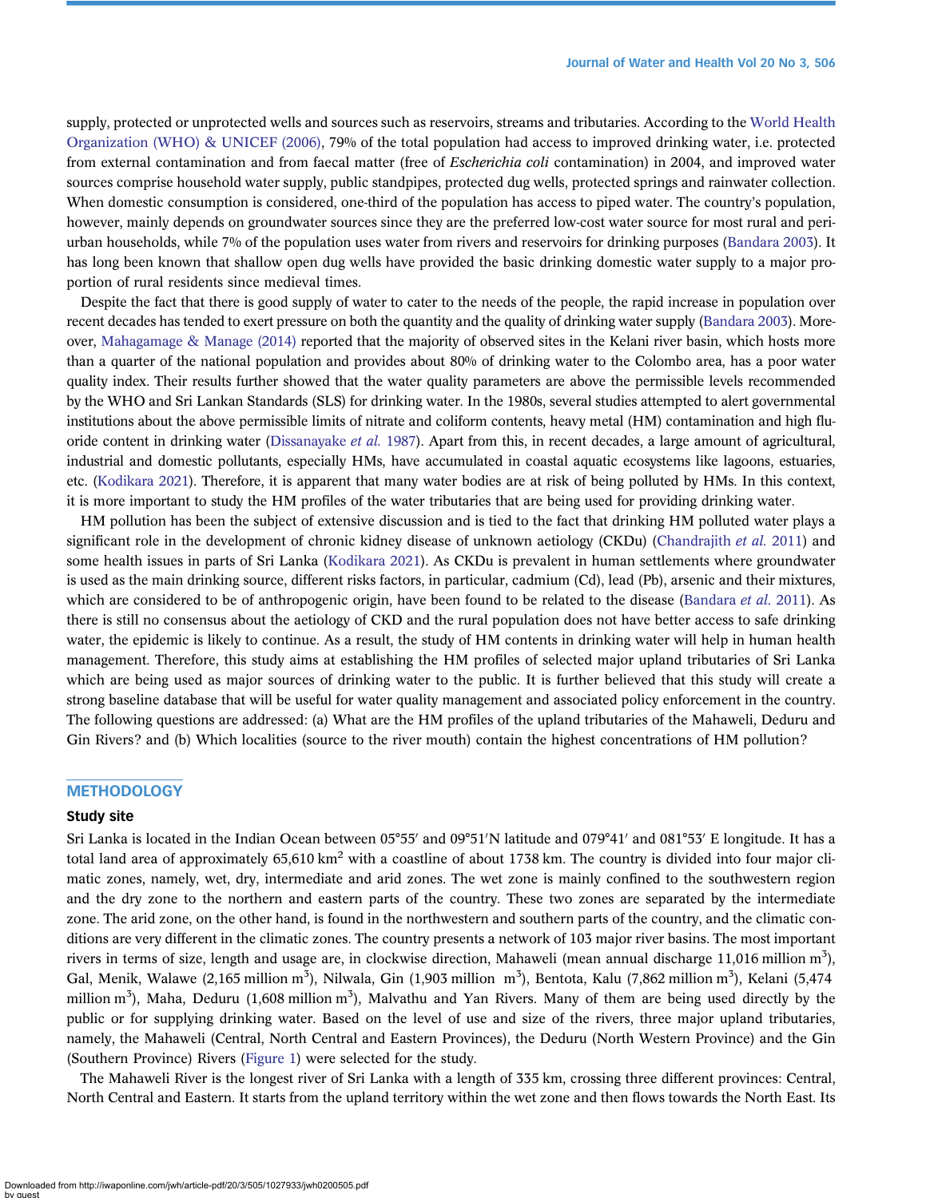supply, protected or unprotected wells and sources such as reservoirs, streams and tributaries. According to the World Health Organization (WHO) & UNICEF (2006), 79% of the total population had access to improved drinking water, i.e. protected from external contamination and from faecal matter (free of *Escherichia coli* contamination) in 2004, and improved water sources comprise household water supply, public standpipes, protected dug wells, protected springs and rainwater collection. When domestic consumption is considered, one-third of the population has access to piped water. The country's population, however, mainly depends on groundwater sources since they are the preferred low-cost water source for most rural and peri-urban households, while 7% of the population uses water from rivers and reservoirs for drinking purposes (Bandara 2003). It has long been known that shallow open dug wells have provided the basic drinking domestic water supply to a major proportion of rural residents since medieval times.

Despite the fact that there is good supply of water to cater to the needs of the people, the rapid increase in population over recent decades has tended to exert pressure on both the quantity and the quality of drinking water supply (Bandara 2003). Moreover, Mahagamage & Manage (2014) reported that the majority of observed sites in the Kelani river basin, which hosts more than a quarter of the national population and provides about 80% of drinking water to the Colombo area, has a poor water quality index. Their results further showed that the water quality parameters are above the permissible levels recommended by the WHO and Sri Lankan Standards (SLS) for drinking water. In the 1980s, several studies attempted to alert governmental institutions about the above permissible limits of nitrate and coliform contents, heavy metal (HM) contamination and high fluoride content in drinking water (Dissanayake *et al.* 1987). Apart from this, in recent decades, a large amount of agricultural, industrial and domestic pollutants, especially HMs, have accumulated in coastal aquatic ecosystems like lagoons, estuaries, etc. (Kodikara 2021). Therefore, it is apparent that many water bodies are at risk of being polluted by HMs. In this context, it is more important to study the HM profiles of the water tributaries that are being used for providing drinking water.

HM pollution has been the subject of extensive discussion and is tied to the fact that drinking HM polluted water plays a significant role in the development of chronic kidney disease of unknown aetiology (CKDu) (Chandrajith *et al.* 2011) and some health issues in parts of Sri Lanka (Kodikara 2021). As CKDu is prevalent in human settlements where groundwater is used as the main drinking source, different risks factors, in particular, cadmium (Cd), lead (Pb), arsenic and their mixtures, which are considered to be of anthropogenic origin, have been found to be related to the disease (Bandara *et al.* 2011). As there is still no consensus about the aetiology of CKD and the rural population does not have better access to safe drinking water, the epidemic is likely to continue. As a result, the study of HM contents in drinking water will help in human health management. Therefore, this study aims at establishing the HM profiles of selected major upland tributaries of Sri Lanka which are being used as major sources of drinking water to the public. It is further believed that this study will create a strong baseline database that will be useful for water quality management and associated policy enforcement in the country. The following questions are addressed: (a) What are the HM profiles of the upland tributaries of the Mahaweli, Deduru and Gin Rivers? and (b) Which localities (source to the river mouth) contain the highest concentrations of HM pollution?

## METHODOLOGY

### Study site

Sri Lanka is located in the Indian Ocean between 05°55′ and 09°51′N latitude and 079°41′ and 081°53′ E longitude. It has a total land area of approximately 65,610 $km^2$ with a coastline of about 1738 km. The country is divided into four major climatic zones, namely, wet, dry, intermediate and arid zones. The wet zone is mainly confined to the southwestern region and the dry zone to the northern and eastern parts of the country. These two zones are separated by the intermediate zone. The arid zone, on the other hand, is found in the northwestern and southern parts of the country, and the climatic conditions are very different in the climatic zones. The country presents a network of 103 major river basins. The most important rivers in terms of size, length and usage are, in clockwise direction, Mahaweli (mean annual discharge 11,016 million $m^3$), Gal, Menik, Walawe (2,165 million $m^3$), Nilwala, Gin (1,903 million $m^3$), Bentota, Kalu (7,862 million $m^3$), Kelani (5,474 million $m^3$), Maha, Deduru (1,608 million $m^3$), Malvathu and Yan Rivers. Many of them are being used directly by the public or for supplying drinking water. Based on the level of use and size of the rivers, three major upland tributaries, namely, the Mahaweli (Central, North Central and Eastern Provinces), the Deduru (North Western Province) and the Gin (Southern Province) Rivers (Figure 1) were selected for the study.

The Mahaweli River is the longest river of Sri Lanka with a length of 335 km, crossing three different provinces: Central, North Central and Eastern. It starts from the upland territory within the wet zone and then flows towards the North East. Its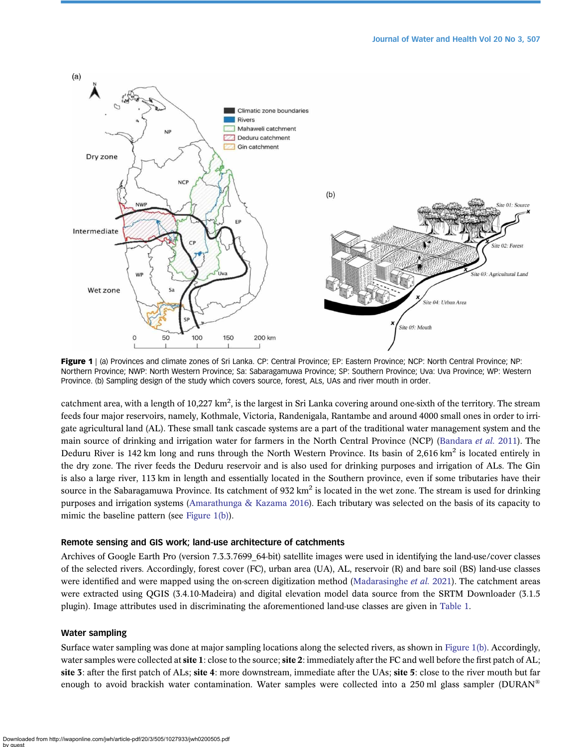Figure 1 | (a) Provinces and climate zones of Sri Lanka. CP: Central Province; EP: Eastern Province; NCP: North Central Province; NP: Northern Province; NWP: North Western Province; Sa: Sabaragamuwa Province; SP: Southern Province; Uva: Uva Province; WP: Western Province. (b) Sampling design of the study which covers source, forest, ALs, UAs and river mouth in order.

catchment area, with a length of 10,227 km$^2$, is the largest in Sri Lanka covering around one-sixth of the territory. The stream feeds four major reservoirs, namely, Kothmale, Victoria, Randenigala, Rantambe and around 4000 small ones in order to irrigate agricultural land (AL). These small tank cascade systems are a part of the traditional water management system and the main source of drinking and irrigation water for farmers in the North Central Province (NCP) (Bandara *et al.* 2011). The Deduru River is 142 km long and runs through the North Western Province. Its basin of 2,616 km$^2$ is located entirely in the dry zone. The river feeds the Deduru reservoir and is also used for drinking purposes and irrigation of ALs. The Gin is also a large river, 113 km in length and essentially located in the Southern province, even if some tributaries have their source in the Sabaragamuwa Province. Its catchment of 932 km$^2$ is located in the wet zone. The stream is used for drinking purposes and irrigation systems (Amarathunga & Kazama 2016). Each tributary was selected on the basis of its capacity to mimic the baseline pattern (see Figure 1(b)).

## Remote sensing and GIS work; land-use architecture of catchments

Archives of Google Earth Pro (version 7.3.3.7699_64-bit) satellite images were used in identifying the land-use/cover classes of the selected rivers. Accordingly, forest cover (FC), urban area (UA), AL, reservoir (R) and bare soil (BS) land-use classes were identified and were mapped using the on-screen digitization method (Madarasinghe *et al.* 2021). The catchment areas were extracted using QGIS (3.4.10-Madeira) and digital elevation model data source from the SRTM Downloader (3.1.5 plugin). Image attributes used in discriminating the aforementioned land-use classes are given in Table 1.

## Water sampling

Surface water sampling was done at major sampling locations along the selected rivers, as shown in Figure 1(b). Accordingly, water samples were collected at **site 1**: close to the source; **site 2**: immediately after the FC and well before the first patch of AL; **site 3**: after the first patch of ALs; **site 4**: more downstream, immediate after the UAs; **site 5**: close to the river mouth but far enough to avoid brackish water contamination. Water samples were collected into a 250 ml glass sampler (DURAN®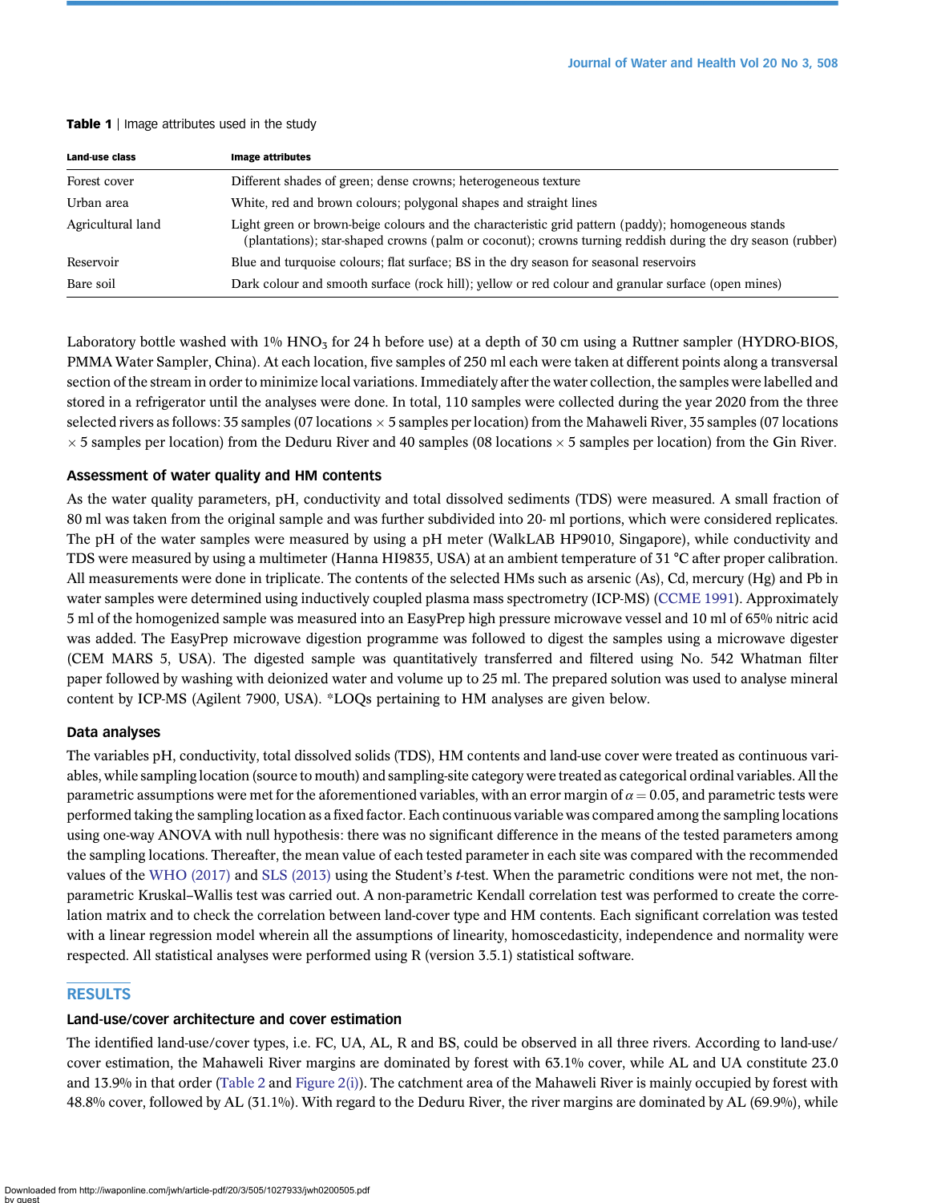**Table 1** | Image attributes used in the study

| Land-use class | Image attributes |
|---|---|
| Forest cover | Different shades of green; dense crowns; heterogeneous texture |
| Urban area | White, red and brown colours; polygonal shapes and straight lines |
| Agricultural land | Light green or brown-beige colours and the characteristic grid pattern (paddy); homogeneous stands (plantations); star-shaped crowns (palm or coconut); crowns turning reddish during the dry season (rubber) |
| Reservoir | Blue and turquoise colours; flat surface; BS in the dry season for seasonal reservoirs |
| Bare soil | Dark colour and smooth surface (rock hill); yellow or red colour and granular surface (open mines) |

Laboratory bottle washed with 1% $HNO_3$ for 24 h before use) at a depth of 30 cm using a Ruttner sampler (HYDRO-BIOS, PMMA Water Sampler, China). At each location, five samples of 250 ml each were taken at different points along a transversal section of the stream in order to minimize local variations. Immediately after the water collection, the samples were labelled and stored in a refrigerator until the analyses were done. In total, 110 samples were collected during the year 2020 from the three selected rivers as follows: 35 samples (07 locations $\times$ 5 samples per location) from the Mahaweli River, 35 samples (07 locations $\times$ 5 samples per location) from the Deduru River and 40 samples (08 locations $\times$ 5 samples per location) from the Gin River.

### Assessment of water quality and HM contents

As the water quality parameters, pH, conductivity and total dissolved sediments (TDS) were measured. A small fraction of 80 ml was taken from the original sample and was further subdivided into 20- ml portions, which were considered replicates. The pH of the water samples were measured by using a pH meter (WalkLAB HP9010, Singapore), while conductivity and TDS were measured by using a multimeter (Hanna HI9835, USA) at an ambient temperature of 31 °C after proper calibration. All measurements were done in triplicate. The contents of the selected HMs such as arsenic (As), Cd, mercury (Hg) and Pb in water samples were determined using inductively coupled plasma mass spectrometry (ICP-MS) (CCME 1991). Approximately 5 ml of the homogenized sample was measured into an EasyPrep high pressure microwave vessel and 10 ml of 65% nitric acid was added. The EasyPrep microwave digestion programme was followed to digest the samples using a microwave digester (CEM MARS 5, USA). The digested sample was quantitatively transferred and filtered using No. 542 Whatman filter paper followed by washing with deionized water and volume up to 25 ml. The prepared solution was used to analyse mineral content by ICP-MS (Agilent 7900, USA). *LOQs pertaining to HM analyses are given below.

### Data analyses

The variables pH, conductivity, total dissolved solids (TDS), HM contents and land-use cover were treated as continuous variables, while sampling location (source to mouth) and sampling-site category were treated as categorical ordinal variables. All the parametric assumptions were met for the aforementioned variables, with an error margin of $\alpha = 0.05$, and parametric tests were performed taking the sampling location as a fixed factor. Each continuous variable was compared among the sampling locations using one-way ANOVA with null hypothesis: there was no significant difference in the means of the tested parameters among the sampling locations. Thereafter, the mean value of each tested parameter in each site was compared with the recommended values of the WHO (2017) and SLS (2013) using the Student's *t*-test. When the parametric conditions were not met, the non-parametric Kruskal–Wallis test was carried out. A non-parametric Kendall correlation test was performed to create the correlation matrix and to check the correlation between land-cover type and HM contents. Each significant correlation was tested with a linear regression model wherein all the assumptions of linearity, homoscedasticity, independence and normality were respected. All statistical analyses were performed using R (version 3.5.1) statistical software.

## RESULTS

### Land-use/cover architecture and cover estimation

The identified land-use/cover types, i.e. FC, UA, AL, R and BS, could be observed in all three rivers. According to land-use/cover estimation, the Mahaweli River margins are dominated by forest with 63.1% cover, while AL and UA constitute 23.0 and 13.9% in that order (Table 2 and Figure 2(i)). The catchment area of the Mahaweli River is mainly occupied by forest with 48.8% cover, followed by AL (31.1%). With regard to the Deduru River, the river margins are dominated by AL (69.9%), while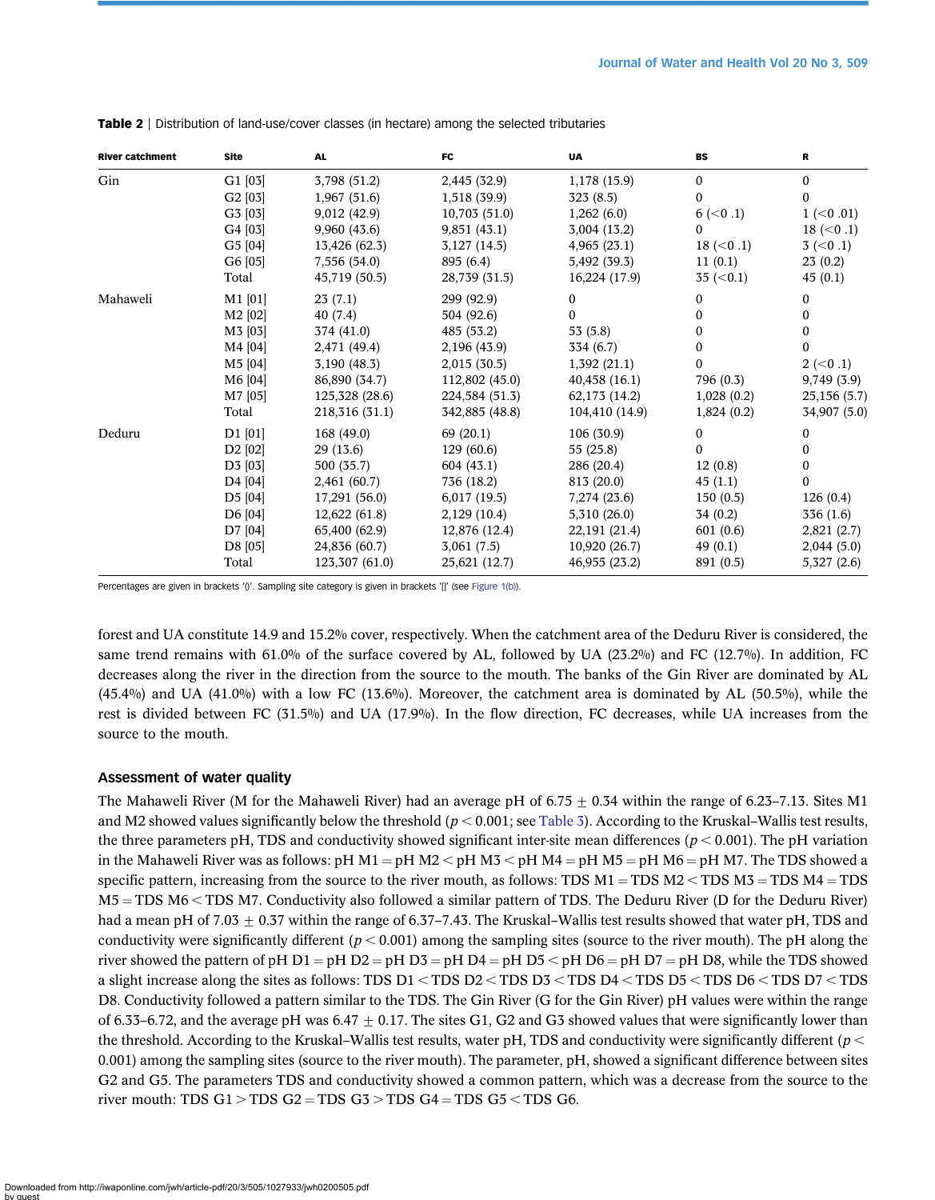**Table 2** | Distribution of land-use/cover classes (in hectare) among the selected tributaries

| River catchment | Site | AL | FC | UA | BS | R |
|---|---|---|---|---|---|---|
| Gin | G1 [03] | 3,798 (51.2) | 2,445 (32.9) | 1,178 (15.9) | 0 | 0 |
| | G2 [03] | 1,967 (51.6) | 1,518 (39.9) | 323 (8.5) | 0 | 0 |
| | G3 [03] | 9,012 (42.9) | 10,703 (51.0) | 1,262 (6.0) | 6 (<0 .1) | 1 (<0 .01) |
| | G4 [03] | 9,960 (43.6) | 9,851 (43.1) | 3,004 (13.2) | 0 | 18 (<0 .1) |
| | G5 [04] | 13,426 (62.3) | 3,127 (14.5) | 4,965 (23.1) | 18 (<0 .1) | 3 (<0 .1) |
| | G6 [05] | 7,556 (54.0) | 895 (6.4) | 5,492 (39.3) | 11 (0.1) | 23 (0.2) |
| | Total | 45,719 (50.5) | 28,739 (31.5) | 16,224 (17.9) | 35 (<0.1) | 45 (0.1) |
| Mahaweli | M1 [01] | 23 (7.1) | 299 (92.9) | 0 | 0 | 0 |
| | M2 [02] | 40 (7.4) | 504 (92.6) | 0 | 0 | 0 |
| | M3 [03] | 374 (41.0) | 485 (53.2) | 53 (5.8) | 0 | 0 |
| | M4 [04] | 2,471 (49.4) | 2,196 (43.9) | 334 (6.7) | 0 | 0 |
| | M5 [04] | 3,190 (48.3) | 2,015 (30.5) | 1,392 (21.1) | 0 | 2 (<0 .1) |
| | M6 [04] | 86,890 (34.7) | 112,802 (45.0) | 40,458 (16.1) | 796 (0.3) | 9,749 (3.9) |
| | M7 [05] | 125,328 (28.6) | 224,584 (51.3) | 62,173 (14.2) | 1,028 (0.2) | 25,156 (5.7) |
| | Total | 218,316 (31.1) | 342,885 (48.8) | 104,410 (14.9) | 1,824 (0.2) | 34,907 (5.0) |
| Deduru | D1 [01] | 168 (49.0) | 69 (20.1) | 106 (30.9) | 0 | 0 |
| | D2 [02] | 29 (13.6) | 129 (60.6) | 55 (25.8) | 0 | 0 |
| | D3 [03] | 500 (35.7) | 604 (43.1) | 286 (20.4) | 12 (0.8) | 0 |
| | D4 [04] | 2,461 (60.7) | 736 (18.2) | 813 (20.0) | 45 (1.1) | 0 |
| | D5 [04] | 17,291 (56.0) | 6,017 (19.5) | 7,274 (23.6) | 150 (0.5) | 126 (0.4) |
| | D6 [04] | 12,622 (61.8) | 2,129 (10.4) | 5,310 (26.0) | 34 (0.2) | 336 (1.6) |
| | D7 [04] | 65,400 (62.9) | 12,876 (12.4) | 22,191 (21.4) | 601 (0.6) | 2,821 (2.7) |
| | D8 [05] | 24,836 (60.7) | 3,061 (7.5) | 10,920 (26.7) | 49 (0.1) | 2,044 (5.0) |
| | Total | 123,307 (61.0) | 25,621 (12.7) | 46,955 (23.2) | 891 (0.5) | 5,327 (2.6) |

Percentages are given in brackets '()'. Sampling site category is given in brackets '[]' (see Figure 1(b)).

forest and UA constitute 14.9 and 15.2% cover, respectively. When the catchment area of the Deduru River is considered, the same trend remains with 61.0% of the surface covered by AL, followed by UA (23.2%) and FC (12.7%). In addition, FC decreases along the river in the direction from the source to the mouth. The banks of the Gin River are dominated by AL (45.4%) and UA (41.0%) with a low FC (13.6%). Moreover, the catchment area is dominated by AL (50.5%), while the rest is divided between FC (31.5%) and UA (17.9%). In the flow direction, FC decreases, while UA increases from the source to the mouth.

### Assessment of water quality

The Mahaweli River (M for the Mahaweli River) had an average pH of $6.75 \pm 0.34$ within the range of 6.23–7.13. Sites M1 and M2 showed values significantly below the threshold ($p < 0.001$; see Table 3). According to the Kruskal–Wallis test results, the three parameters pH, TDS and conductivity showed significant inter-site mean differences ($p < 0.001$). The pH variation in the Mahaweli River was as follows: pH M1 = pH M2 < pH M3 < pH M4 = pH M5 = pH M6 = pH M7. The TDS showed a specific pattern, increasing from the source to the river mouth, as follows: TDS M1 = TDS M2 < TDS M3 = TDS M4 = TDS M5 = TDS M6 < TDS M7. Conductivity also followed a similar pattern of TDS. The Deduru River (D for the Deduru River) had a mean pH of $7.03 \pm 0.37$ within the range of 6.37–7.43. The Kruskal–Wallis test results showed that water pH, TDS and conductivity were significantly different ($p < 0.001$) among the sampling sites (source to the river mouth). The pH along the river showed the pattern of pH D1 = pH D2 = pH D3 = pH D4 = pH D5 < pH D6 = pH D7 = pH D8, while the TDS showed a slight increase along the sites as follows: TDS D1 < TDS D2 < TDS D3 < TDS D4 < TDS D5 < TDS D6 < TDS D7 < TDS D8. Conductivity followed a pattern similar to the TDS. The Gin River (G for the Gin River) pH values were within the range of 6.33–6.72, and the average pH was $6.47 \pm 0.17$. The sites G1, G2 and G3 showed values that were significantly lower than the threshold. According to the Kruskal–Wallis test results, water pH, TDS and conductivity were significantly different ($p < 0.001$) among the sampling sites (source to the river mouth). The parameter, pH, showed a significant difference between sites G2 and G5. The parameters TDS and conductivity showed a common pattern, which was a decrease from the source to the river mouth: TDS G1 > TDS G2 = TDS G3 > TDS G4 = TDS G5 < TDS G6.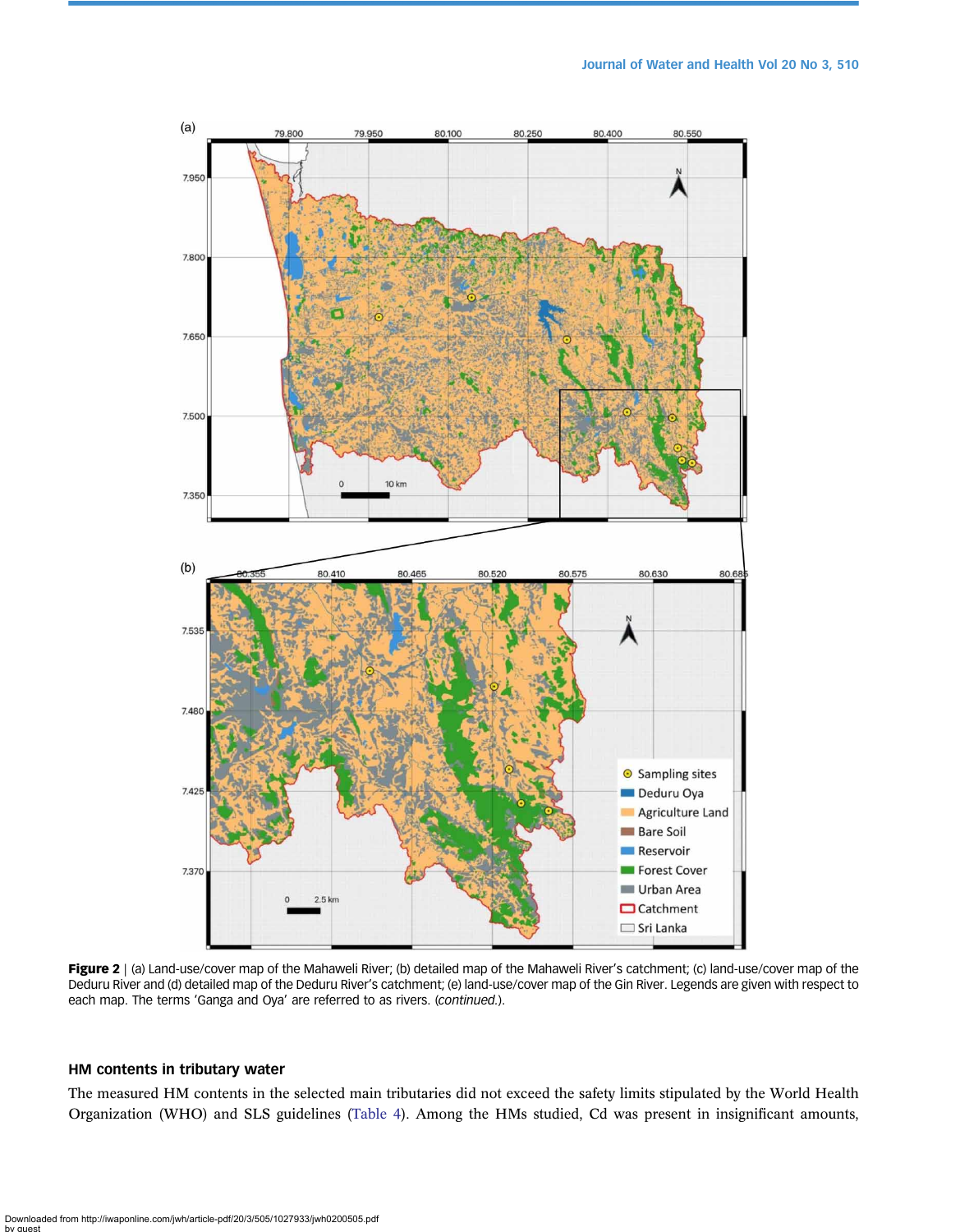**Figure 2** | (a) Land-use/cover map of the Mahaweli River; (b) detailed map of the Mahaweli River's catchment; (c) land-use/cover map of the Deduru River and (d) detailed map of the Deduru River's catchment; (e) land-use/cover map of the Gin River. Legends are given with respect to each map. The terms 'Ganga and Oya' are referred to as rivers. (*continued*.).

### HM contents in tributary water

The measured HM contents in the selected main tributaries did not exceed the safety limits stipulated by the World Health Organization (WHO) and SLS guidelines (Table 4). Among the HMs studied, Cd was present in insignificant amounts,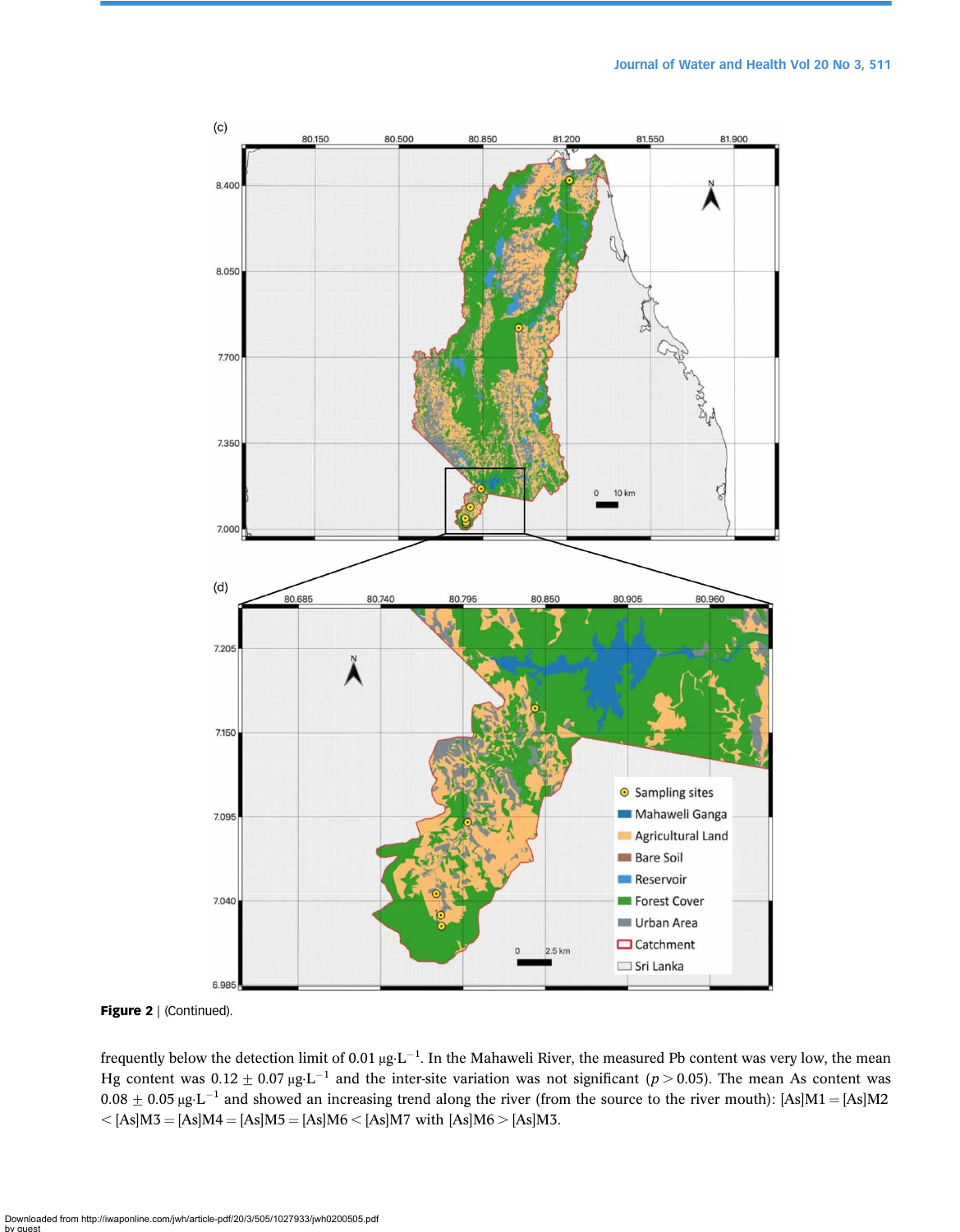**Figure 2** | (Continued).

frequently below the detection limit of 0.01 $\mu g \cdot L^{-1}$. In the Mahaweli River, the measured Pb content was very low, the mean Hg content was $0.12 \pm 0.07$ $\mu g \cdot L^{-1}$ and the inter-site variation was not significant ($p > 0.05$). The mean As content was $0.08 \pm 0.05$ $\mu g \cdot L^{-1}$ and showed an increasing trend along the river (from the source to the river mouth): $[As]M1 = [As]M2 < [As]M3 = [As]M4 = [As]M5 = [As]M6 < [As]M7$ with $[As]M6 > [As]M3$.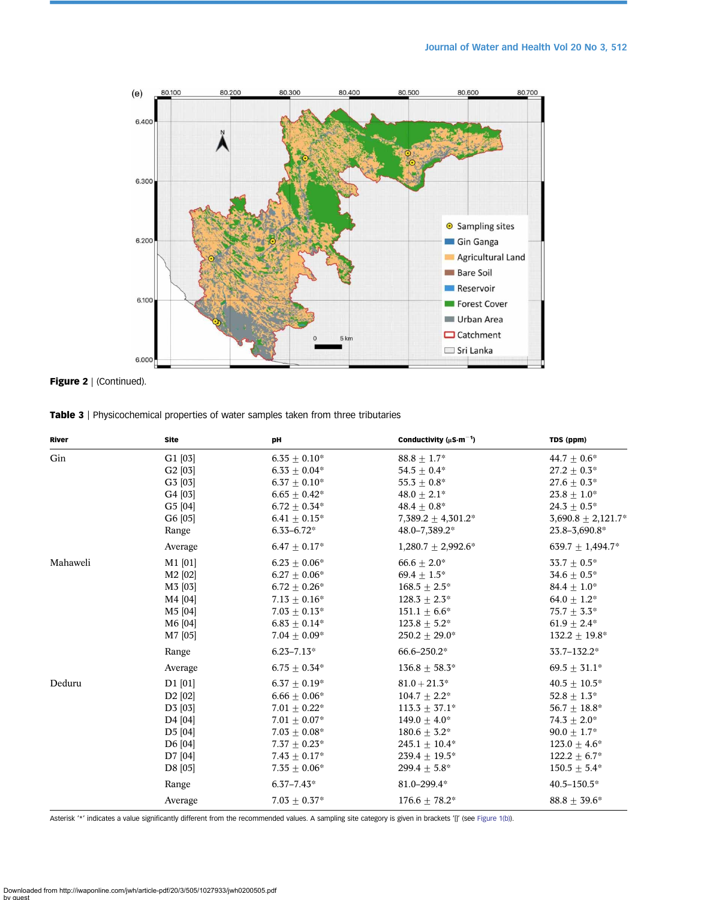**Figure 2** | (Continued).

**Table 3** | Physicochemical properties of water samples taken from three tributaries

| River | Site | pH | Conductivity (μS·m$^{-1}$) | TDS (ppm) |
|---|---|---|---|---|
| Gin | G1 [03] | 6.35 ± 0.10* | 88.8 ± 1.7* | 44.7 ± 0.6* |
| | G2 [03] | 6.33 ± 0.04* | 54.5 ± 0.4* | 27.2 ± 0.3* |
| | G3 [03] | 6.37 ± 0.10* | 55.3 ± 0.8* | 27.6 ± 0.3* |
| | G4 [03] | 6.65 ± 0.42* | 48.0 ± 2.1* | 23.8 ± 1.0* |
| | G5 [04] | 6.72 ± 0.34* | 48.4 ± 0.8* | 24.3 ± 0.5* |
| | G6 [05] | 6.41 ± 0.15* | 7,389.2 ± 4,301.2* | 3,690.8 ± 2,121.7* |
| | Range | 6.33–6.72* | 48.0–7,389.2* | 23.8–3,690.8* |
| | Average | 6.47 ± 0.17* | 1,280.7 ± 2,992.6* | 639.7 ± 1,494.7* |
| Mahaweli | M1 [01] | 6.23 ± 0.06* | 66.6 ± 2.0* | 33.7 ± 0.5* |
| | M2 [02] | 6.27 ± 0.06* | 69.4 ± 1.5* | 34.6 ± 0.5* |
| | M3 [03] | 6.72 ± 0.26* | 168.5 ± 2.5* | 84.4 ± 1.0* |
| | M4 [04] | 7.13 ± 0.16* | 128.3 ± 2.3* | 64.0 ± 1.2* |
| | M5 [04] | 7.03 ± 0.13* | 151.1 ± 6.6* | 75.7 ± 3.3* |
| | M6 [04] | 6.83 ± 0.14* | 123.8 ± 5.2* | 61.9 ± 2.4* |
| | M7 [05] | 7.04 ± 0.09* | 250.2 ± 29.0* | 132.2 ± 19.8* |
| | Range | 6.23–7.13* | 66.6–250.2* | 33.7–132.2* |
| | Average | 6.75 ± 0.34* | 136.8 ± 58.3* | 69.5 ± 31.1* |
| Deduru | D1 [01] | 6.37 ± 0.19* | 81.0 + 21.3* | 40.5 ± 10.5* |
| | D2 [02] | 6.66 ± 0.06* | 104.7 ± 2.2* | 52.8 ± 1.3* |
| | D3 [03] | 7.01 ± 0.22* | 113.3 ± 37.1* | 56.7 ± 18.8* |
| | D4 [04] | 7.01 ± 0.07* | 149.0 ± 4.0* | 74.3 ± 2.0* |
| | D5 [04] | 7.03 ± 0.08* | 180.6 ± 3.2* | 90.0 ± 1.7* |
| | D6 [04] | 7.37 ± 0.23* | 245.1 ± 10.4* | 123.0 ± 4.6* |
| | D7 [04] | 7.43 ± 0.17* | 239.4 ± 19.5* | 122.2 ± 6.7* |
| | D8 [05] | 7.35 ± 0.06* | 299.4 ± 5.8* | 150.5 ± 5.4* |
| | Range | 6.37–7.43* | 81.0–299.4* | 40.5–150.5* |
| | Average | 7.03 ± 0.37* | 176.6 ± 78.2* | 88.8 ± 39.6* |

Asterisk '*' indicates a value significantly different from the recommended values. A sampling site category is given in brackets '[]' (see Figure 1(b)).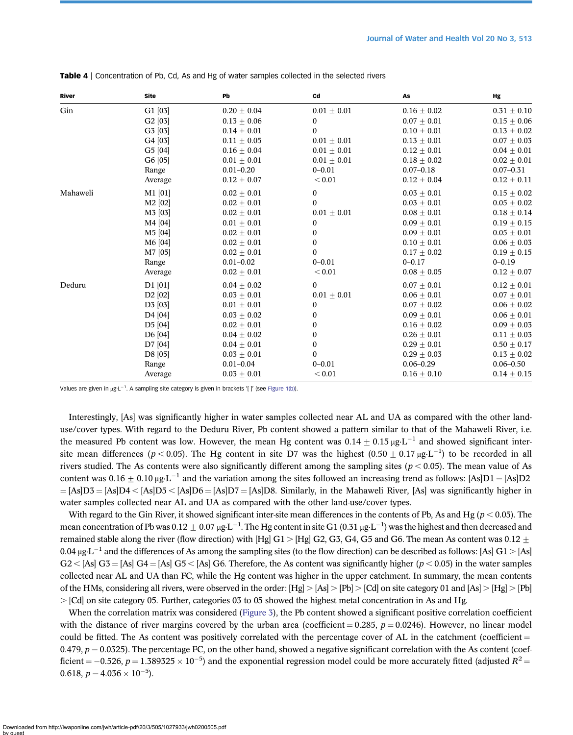**Table 4** | Concentration of Pb, Cd, As and Hg of water samples collected in the selected rivers

| River | Site | Pb | Cd | As | Hg |
|---|---|---|---|---|---|
| Gin | G1 [03] | 0.20 ± 0.04 | 0.01 ± 0.01 | 0.16 ± 0.02 | 0.31 ± 0.10 |
| | G2 [03] | 0.13 ± 0.06 | 0 | 0.07 ± 0.01 | 0.15 ± 0.06 |
| | G3 [03] | 0.14 ± 0.01 | 0 | 0.10 ± 0.01 | 0.13 ± 0.02 |
| | G4 [03] | 0.11 ± 0.05 | 0.01 ± 0.01 | 0.13 ± 0.01 | 0.07 ± 0.03 |
| | G5 [04] | 0.16 ± 0.04 | 0.01 ± 0.01 | 0.12 ± 0.01 | 0.04 ± 0.01 |
| | G6 [05] | 0.01 ± 0.01 | 0.01 ± 0.01 | 0.18 ± 0.02 | 0.02 ± 0.01 |
| | Range | 0.01–0.20 | 0–0.01 | 0.07–0.18 | 0.07–0.31 |
| | Average | 0.12 ± 0.07 | < 0.01 | 0.12 ± 0.04 | 0.12 ± 0.11 |
| Mahaweli | M1 [01] | 0.02 ± 0.01 | 0 | 0.03 ± 0.01 | 0.15 ± 0.02 |
| | M2 [02] | 0.02 ± 0.01 | 0 | 0.03 ± 0.01 | 0.05 ± 0.02 |
| | M3 [03] | 0.02 ± 0.01 | 0.01 ± 0.01 | 0.08 ± 0.01 | 0.18 ± 0.14 |
| | M4 [04] | 0.01 ± 0.01 | 0 | 0.09 ± 0.01 | 0.19 ± 0.15 |
| | M5 [04] | 0.02 ± 0.01 | 0 | 0.09 ± 0.01 | 0.05 ± 0.01 |
| | M6 [04] | 0.02 ± 0.01 | 0 | 0.10 ± 0.01 | 0.06 ± 0.03 |
| | M7 [05] | 0.02 ± 0.01 | 0 | 0.17 ± 0.02 | 0.19 ± 0.15 |
| | Range | 0.01–0.02 | 0–0.01 | 0–0.17 | 0–0.19 |
| | Average | 0.02 ± 0.01 | < 0.01 | 0.08 ± 0.05 | 0.12 ± 0.07 |
| Deduru | D1 [01] | 0.04 ± 0.02 | 0 | 0.07 ± 0.01 | 0.12 ± 0.01 |
| | D2 [02] | 0.03 ± 0.01 | 0.01 ± 0.01 | 0.06 ± 0.01 | 0.07 ± 0.01 |
| | D3 [03] | 0.01 ± 0.01 | 0 | 0.07 ± 0.02 | 0.06 ± 0.02 |
| | D4 [04] | 0.03 ± 0.02 | 0 | 0.09 ± 0.01 | 0.06 ± 0.01 |
| | D5 [04] | 0.02 ± 0.01 | 0 | 0.16 ± 0.02 | 0.09 ± 0.03 |
| | D6 [04] | 0.04 ± 0.02 | 0 | 0.26 ± 0.01 | 0.11 ± 0.03 |
| | D7 [04] | 0.04 ± 0.01 | 0 | 0.29 ± 0.01 | 0.50 ± 0.17 |
| | D8 [05] | 0.03 ± 0.01 | 0 | 0.29 ± 0.03 | 0.13 ± 0.02 |
| | Range | 0.01–0.04 | 0–0.01 | 0.06–0.29 | 0.06–0.50 |
| | Average | 0.03 ± 0.01 | < 0.01 | 0.16 ± 0.10 | 0.14 ± 0.15 |

Values are given in $\mu g{\cdot}L^{-1}$. A sampling site category is given in brackets '[ ]' (see Figure 1(b)).

Interestingly, [As] was significantly higher in water samples collected near AL and UA as compared with the other land-use/cover types. With regard to the Deduru River, Pb content showed a pattern similar to that of the Mahaweli River, i.e. the measured Pb content was low. However, the mean Hg content was $0.14 \pm 0.15\ \mu g{\cdot}L^{-1}$ and showed significant inter-site mean differences ($p < 0.05$). The Hg content in site D7 was the highest ($0.50 \pm 0.17\ \mu g{\cdot}L^{-1}$) to be recorded in all rivers studied. The As contents were also significantly different among the sampling sites ($p < 0.05$). The mean value of As content was $0.16 \pm 0.10\ \mu g{\cdot}L^{-1}$ and the variation among the sites followed an increasing trend as follows: [As]D1 = [As]D2 = [As]D3 = [As]D4 < [As]D5 < [As]D6 = [As]D7 = [As]D8. Similarly, in the Mahaweli River, [As] was significantly higher in water samples collected near AL and UA as compared with the other land-use/cover types.

With regard to the Gin River, it showed significant inter-site mean differences in the contents of Pb, As and Hg ($p < 0.05$). The mean concentration of Pb was $0.12 \pm 0.07\ \mu g{\cdot}L^{-1}$. The Hg content in site G1 ($0.31\ \mu g{\cdot}L^{-1}$) was the highest and then decreased and remained stable along the river (flow direction) with [Hg] G1 > [Hg] G2, G3, G4, G5 and G6. The mean As content was $0.12 \pm 0.04\ \mu g{\cdot}L^{-1}$ and the differences of As among the sampling sites (to the flow direction) can be described as follows: [As] G1 > [As] G2 < [As] G3 = [As] G4 = [As] G5 < [As] G6. Therefore, the As content was significantly higher ($p < 0.05$) in the water samples collected near AL and UA than FC, while the Hg content was higher in the upper catchment. In summary, the mean contents of the HMs, considering all rivers, were observed in the order: [Hg] > [As] > [Pb] > [Cd] on site category 01 and [As] > [Hg] > [Pb] > [Cd] on site category 05. Further, categories 03 to 05 showed the highest metal concentration in As and Hg.

When the correlation matrix was considered (Figure 3), the Pb content showed a significant positive correlation coefficient with the distance of river margins covered by the urban area (coefficient = 0.285, $p = 0.0246$). However, no linear model could be fitted. The As content was positively correlated with the percentage cover of AL in the catchment (coefficient = 0.479, $p = 0.0325$). The percentage FC, on the other hand, showed a negative significant correlation with the As content (coefficient = −0.526, $p = 1.389325 \times 10^{-5}$) and the exponential regression model could be more accurately fitted (adjusted $R^2 = 0.618$, $p = 4.036 \times 10^{-5}$).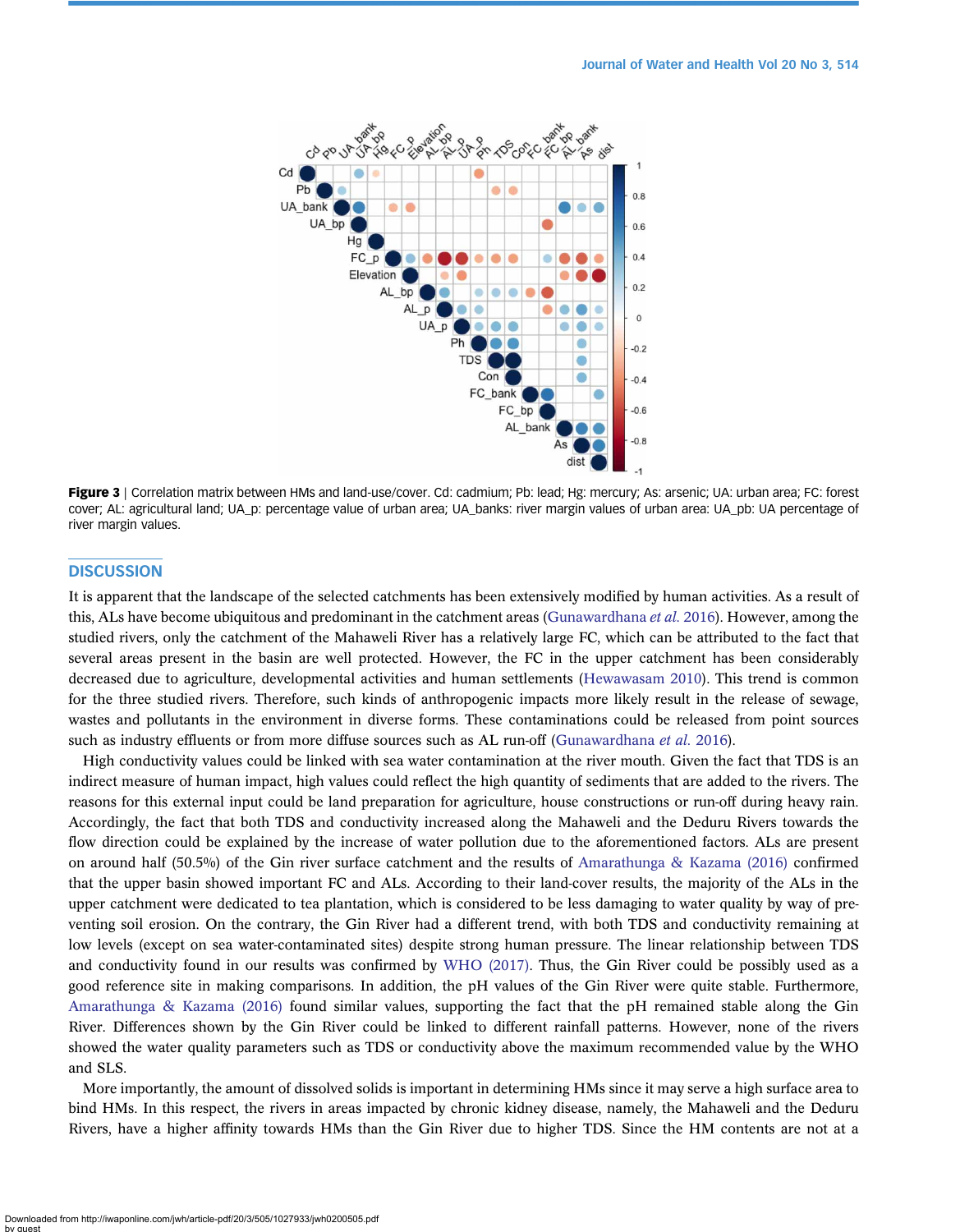**Figure 3** | Correlation matrix between HMs and land-use/cover. Cd: cadmium; Pb: lead; Hg: mercury; As: arsenic; UA: urban area; FC: forest cover; AL: agricultural land; UA_p: percentage value of urban area; UA_banks: river margin values of urban area: UA_pb: UA percentage of river margin values.

## DISCUSSION

It is apparent that the landscape of the selected catchments has been extensively modified by human activities. As a result of this, ALs have become ubiquitous and predominant in the catchment areas (Gunawardhana *et al.* 2016). However, among the studied rivers, only the catchment of the Mahaweli River has a relatively large FC, which can be attributed to the fact that several areas present in the basin are well protected. However, the FC in the upper catchment has been considerably decreased due to agriculture, developmental activities and human settlements (Hewawasam 2010). This trend is common for the three studied rivers. Therefore, such kinds of anthropogenic impacts more likely result in the release of sewage, wastes and pollutants in the environment in diverse forms. These contaminations could be released from point sources such as industry effluents or from more diffuse sources such as AL run-off (Gunawardhana *et al.* 2016).

High conductivity values could be linked with sea water contamination at the river mouth. Given the fact that TDS is an indirect measure of human impact, high values could reflect the high quantity of sediments that are added to the rivers. The reasons for this external input could be land preparation for agriculture, house constructions or run-off during heavy rain. Accordingly, the fact that both TDS and conductivity increased along the Mahaweli and the Deduru Rivers towards the flow direction could be explained by the increase of water pollution due to the aforementioned factors. ALs are present on around half (50.5%) of the Gin river surface catchment and the results of Amarathunga & Kazama (2016) confirmed that the upper basin showed important FC and ALs. According to their land-cover results, the majority of the ALs in the upper catchment were dedicated to tea plantation, which is considered to be less damaging to water quality by way of preventing soil erosion. On the contrary, the Gin River had a different trend, with both TDS and conductivity remaining at low levels (except on sea water-contaminated sites) despite strong human pressure. The linear relationship between TDS and conductivity found in our results was confirmed by WHO (2017). Thus, the Gin River could be possibly used as a good reference site in making comparisons. In addition, the pH values of the Gin River were quite stable. Furthermore, Amarathunga & Kazama (2016) found similar values, supporting the fact that the pH remained stable along the Gin River. Differences shown by the Gin River could be linked to different rainfall patterns. However, none of the rivers showed the water quality parameters such as TDS or conductivity above the maximum recommended value by the WHO and SLS.

More importantly, the amount of dissolved solids is important in determining HMs since it may serve a high surface area to bind HMs. In this respect, the rivers in areas impacted by chronic kidney disease, namely, the Mahaweli and the Deduru Rivers, have a higher affinity towards HMs than the Gin River due to higher TDS. Since the HM contents are not at a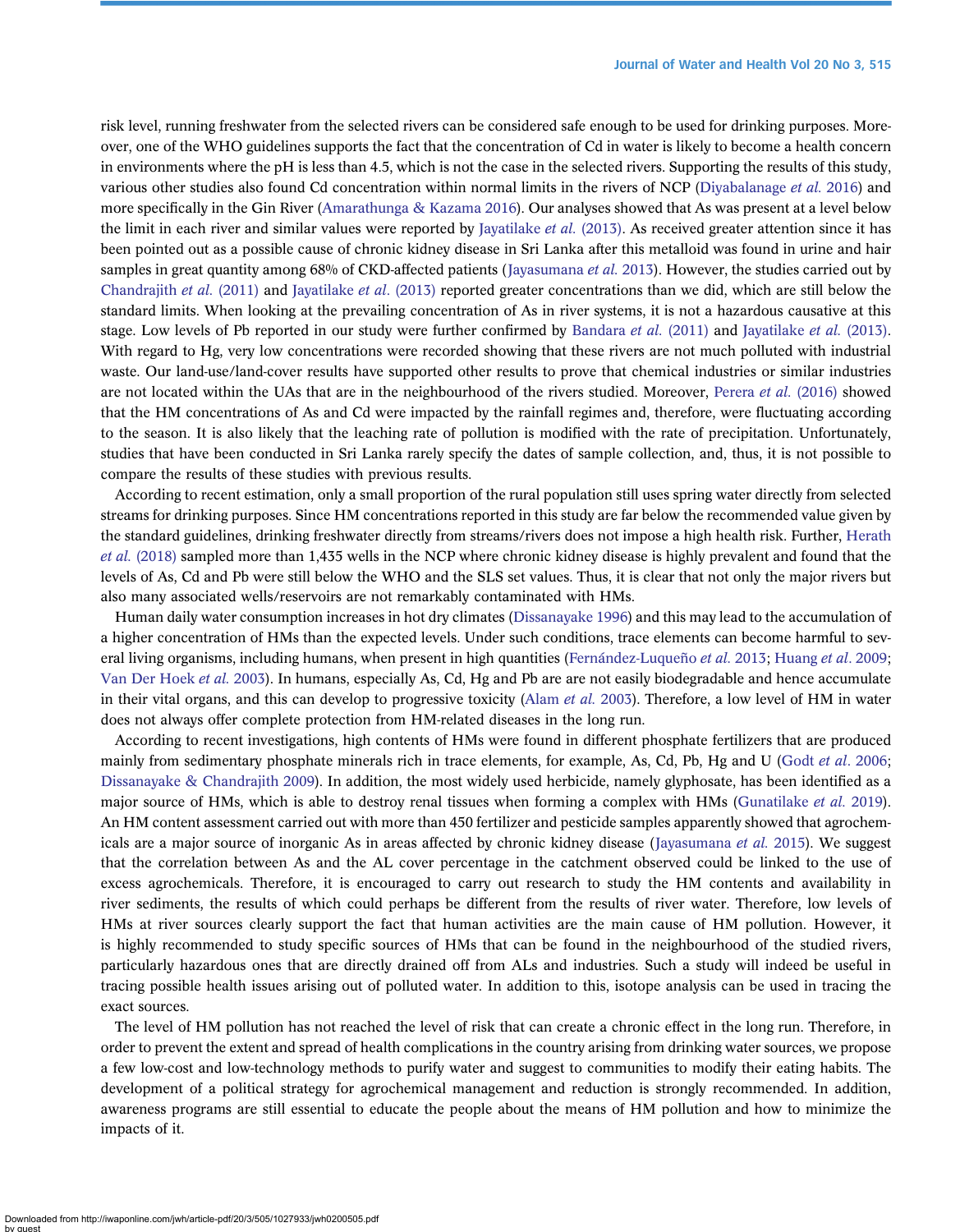risk level, running freshwater from the selected rivers can be considered safe enough to be used for drinking purposes. Moreover, one of the WHO guidelines supports the fact that the concentration of Cd in water is likely to become a health concern in environments where the pH is less than 4.5, which is not the case in the selected rivers. Supporting the results of this study, various other studies also found Cd concentration within normal limits in the rivers of NCP (Diyabalanage *et al.* 2016) and more specifically in the Gin River (Amarathunga & Kazama 2016). Our analyses showed that As was present at a level below the limit in each river and similar values were reported by Jayatilake *et al.* (2013). As received greater attention since it has been pointed out as a possible cause of chronic kidney disease in Sri Lanka after this metalloid was found in urine and hair samples in great quantity among 68% of CKD-affected patients (Jayasumana *et al.* 2013). However, the studies carried out by Chandrajith *et al.* (2011) and Jayatilake *et al.* (2013) reported greater concentrations than we did, which are still below the standard limits. When looking at the prevailing concentration of As in river systems, it is not a hazardous causative at this stage. Low levels of Pb reported in our study were further confirmed by Bandara *et al.* (2011) and Jayatilake *et al.* (2013). With regard to Hg, very low concentrations were recorded showing that these rivers are not much polluted with industrial waste. Our land-use/land-cover results have supported other results to prove that chemical industries or similar industries are not located within the UAs that are in the neighbourhood of the rivers studied. Moreover, Perera *et al.* (2016) showed that the HM concentrations of As and Cd were impacted by the rainfall regimes and, therefore, were fluctuating according to the season. It is also likely that the leaching rate of pollution is modified with the rate of precipitation. Unfortunately, studies that have been conducted in Sri Lanka rarely specify the dates of sample collection, and, thus, it is not possible to compare the results of these studies with previous results.

According to recent estimation, only a small proportion of the rural population still uses spring water directly from selected streams for drinking purposes. Since HM concentrations reported in this study are far below the recommended value given by the standard guidelines, drinking freshwater directly from streams/rivers does not impose a high health risk. Further, Herath *et al.* (2018) sampled more than 1,435 wells in the NCP where chronic kidney disease is highly prevalent and found that the levels of As, Cd and Pb were still below the WHO and the SLS set values. Thus, it is clear that not only the major rivers but also many associated wells/reservoirs are not remarkably contaminated with HMs.

Human daily water consumption increases in hot dry climates (Dissanayake 1996) and this may lead to the accumulation of a higher concentration of HMs than the expected levels. Under such conditions, trace elements can become harmful to several living organisms, including humans, when present in high quantities (Fernández-Luqueño *et al.* 2013; Huang *et al.* 2009; Van Der Hoek *et al.* 2003). In humans, especially As, Cd, Hg and Pb are are not easily biodegradable and hence accumulate in their vital organs, and this can develop to progressive toxicity (Alam *et al.* 2003). Therefore, a low level of HM in water does not always offer complete protection from HM-related diseases in the long run.

According to recent investigations, high contents of HMs were found in different phosphate fertilizers that are produced mainly from sedimentary phosphate minerals rich in trace elements, for example, As, Cd, Pb, Hg and U (Godt *et al.* 2006; Dissanayake & Chandrajith 2009). In addition, the most widely used herbicide, namely glyphosate, has been identified as a major source of HMs, which is able to destroy renal tissues when forming a complex with HMs (Gunatilake *et al.* 2019). An HM content assessment carried out with more than 450 fertilizer and pesticide samples apparently showed that agrochemicals are a major source of inorganic As in areas affected by chronic kidney disease (Jayasumana *et al.* 2015). We suggest that the correlation between As and the AL cover percentage in the catchment observed could be linked to the use of excess agrochemicals. Therefore, it is encouraged to carry out research to study the HM contents and availability in river sediments, the results of which could perhaps be different from the results of river water. Therefore, low levels of HMs at river sources clearly support the fact that human activities are the main cause of HM pollution. However, it is highly recommended to study specific sources of HMs that can be found in the neighbourhood of the studied rivers, particularly hazardous ones that are directly drained off from ALs and industries. Such a study will indeed be useful in tracing possible health issues arising out of polluted water. In addition to this, isotope analysis can be used in tracing the exact sources.

The level of HM pollution has not reached the level of risk that can create a chronic effect in the long run. Therefore, in order to prevent the extent and spread of health complications in the country arising from drinking water sources, we propose a few low-cost and low-technology methods to purify water and suggest to communities to modify their eating habits. The development of a political strategy for agrochemical management and reduction is strongly recommended. In addition, awareness programs are still essential to educate the people about the means of HM pollution and how to minimize the impacts of it.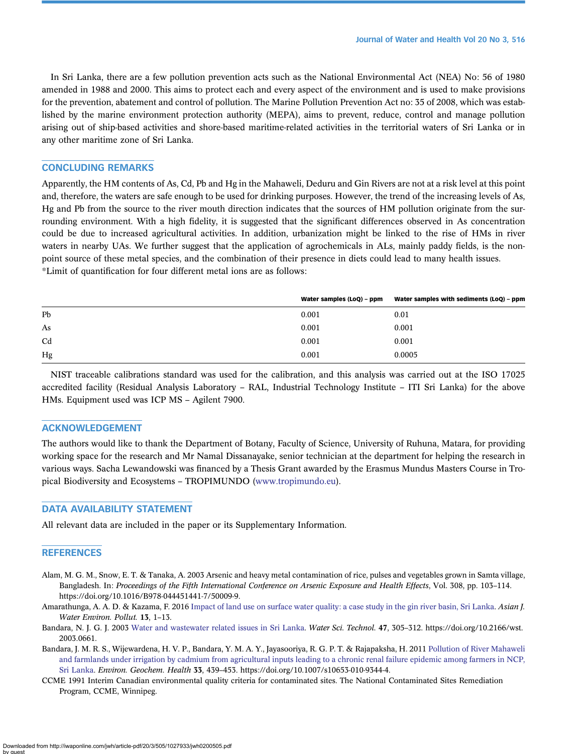In Sri Lanka, there are a few pollution prevention acts such as the National Environmental Act (NEA) No: 56 of 1980 amended in 1988 and 2000. This aims to protect each and every aspect of the environment and is used to make provisions for the prevention, abatement and control of pollution. The Marine Pollution Prevention Act no: 35 of 2008, which was established by the marine environment protection authority (MEPA), aims to prevent, reduce, control and manage pollution arising out of ship-based activities and shore-based maritime-related activities in the territorial waters of Sri Lanka or in any other maritime zone of Sri Lanka.

## CONCLUDING REMARKS

Apparently, the HM contents of As, Cd, Pb and Hg in the Mahaweli, Deduru and Gin Rivers are not at a risk level at this point and, therefore, the waters are safe enough to be used for drinking purposes. However, the trend of the increasing levels of As, Hg and Pb from the source to the river mouth direction indicates that the sources of HM pollution originate from the surrounding environment. With a high fidelity, it is suggested that the significant differences observed in As concentration could be due to increased agricultural activities. In addition, urbanization might be linked to the rise of HMs in river waters in nearby UAs. We further suggest that the application of agrochemicals in ALs, mainly paddy fields, is the non-point source of these metal species, and the combination of their presence in diets could lead to many health issues.
*Limit of quantification for four different metal ions are as follows:

| | Water samples (LoQ) – ppm | Water samples with sediments (LoQ) – ppm |
|---|---|---|
| Pb | 0.001 | 0.01 |
| As | 0.001 | 0.001 |
| Cd | 0.001 | 0.001 |
| Hg | 0.001 | 0.0005 |

NIST traceable calibrations standard was used for the calibration, and this analysis was carried out at the ISO 17025 accredited facility (Residual Analysis Laboratory – RAL, Industrial Technology Institute – ITI Sri Lanka) for the above HMs. Equipment used was ICP MS – Agilent 7900.

## ACKNOWLEDGEMENT

The authors would like to thank the Department of Botany, Faculty of Science, University of Ruhuna, Matara, for providing working space for the research and Mr Namal Dissanayake, senior technician at the department for helping the research in various ways. Sacha Lewandowski was financed by a Thesis Grant awarded by the Erasmus Mundus Masters Course in Tropical Biodiversity and Ecosystems – TROPIMUNDO (www.tropimundo.eu).

## DATA AVAILABILITY STATEMENT

All relevant data are included in the paper or its Supplementary Information.

## REFERENCES

Alam, M. G. M., Snow, E. T. & Tanaka, A. 2003 Arsenic and heavy metal contamination of rice, pulses and vegetables grown in Samta village, Bangladesh. In: *Proceedings of the Fifth International Conference on Arsenic Exposure and Health Effects*, Vol. 308, pp. 103–114. https://doi.org/10.1016/B978-044451441-7/50009-9.

Amarathunga, A. A. D. & Kazama, F. 2016 Impact of land use on surface water quality: a case study in the gin river basin, Sri Lanka. *Asian J. Water Environ. Pollut.* **13**, 1–13.

Bandara, N. J. G. J. 2003 Water and wastewater related issues in Sri Lanka. *Water Sci. Technol.* **47**, 305–312. https://doi.org/10.2166/wst.2003.0661.

Bandara, J. M. R. S., Wijewardena, H. V. P., Bandara, Y. M. A. Y., Jayasooriya, R. G. P. T. & Rajapaksha, H. 2011 Pollution of River Mahaweli and farmlands under irrigation by cadmium from agricultural inputs leading to a chronic renal failure epidemic among farmers in NCP, Sri Lanka. *Environ. Geochem. Health* **33**, 439–453. https://doi.org/10.1007/s10653-010-9344-4.

CCME 1991 Interim Canadian environmental quality criteria for contaminated sites. The National Contaminated Sites Remediation Program, CCME, Winnipeg.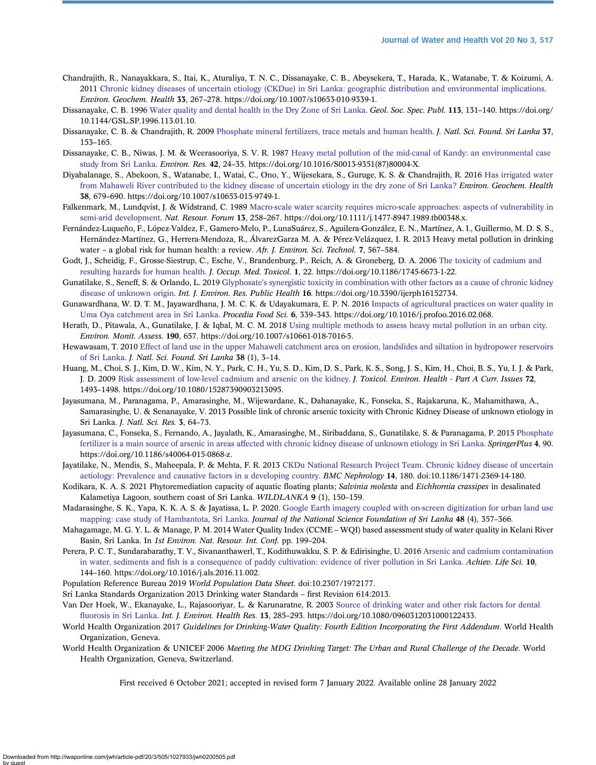Chandrajith, R., Nanayakkara, S., Itai, K., Aturaliya, T. N. C., Dissanayake, C. B., Abeysekera, T., Harada, K., Watanabe, T. & Koizumi, A. 2011 Chronic kidney diseases of uncertain etiology (CKDue) in Sri Lanka: geographic distribution and environmental implications. *Environ. Geochem. Health* **33**, 267–278. https://doi.org/10.1007/s10653-010-9339-1.

Dissanayake, C. B. 1996 Water quality and dental health in the Dry Zone of Sri Lanka. *Geol. Soc. Spec. Publ.* **113**, 131–140. https://doi.org/10.1144/GSL.SP.1996.113.01.10.

Dissanayake, C. B. & Chandrajith, R. 2009 Phosphate mineral fertilizers, trace metals and human health. *J. Natl. Sci. Found. Sri Lanka* **37**, 153–165.

Dissanayake, C. B., Niwas, J. M. & Weerasooriya, S. V. R. 1987 Heavy metal pollution of the mid-canal of Kandy: an environmental case study from Sri Lanka. *Environ. Res.* **42**, 24–35. https://doi.org/10.1016/S0013-9351(87)80004-X.

Diyabalanage, S., Abekoon, S., Watanabe, I., Watai, C., Ono, Y., Wijesekara, S., Guruge, K. S. & Chandrajith, R. 2016 Has irrigated water from Mahaweli River contributed to the kidney disease of uncertain etiology in the dry zone of Sri Lanka? *Environ. Geochem. Health* **38**, 679–690. https://doi.org/10.1007/s10653-015-9749-1.

Falkenmark, M., Lundqvist, J. & Widstrand, C. 1989 Macro-scale water scarcity requires micro-scale approaches: aspects of vulnerability in semi-arid development. *Nat. Resour. Forum* **13**, 258–267. https://doi.org/10.1111/j.1477-8947.1989.tb00348.x.

Fernández-Luqueño, F., López-Valdez, F., Gamero-Melo, P., LunaSuárez, S., Aguilera-González, E. N., Martínez, A. I., Guillermo, M. D. S. S., Hernández-Martínez, G., Herrera-Mendoza, R., ÁlvarezGarza M. A. & Pérez-Velázquez, I. R. 2013 Heavy metal pollution in drinking water – a global risk for human health: a review. *Afr. J. Environ. Sci. Technol.* **7**, 567–584.

Godt, J., Scheidig, F., Grosse-Siestrup, C., Esche, V., Brandenburg, P., Reich, A. & Groneberg, D. A. 2006 The toxicity of cadmium and resulting hazards for human health. *J. Occup. Med. Toxicol.* **1**, 22. https://doi.org/10.1186/1745-6673-1-22.

Gunatilake, S., Seneff, S. & Orlando, L. 2019 Glyphosate's synergistic toxicity in combination with other factors as a cause of chronic kidney disease of unknown origin. *Int. J. Environ. Res. Public Health* **16**. https://doi.org/10.3390/ijerph16152734.

Gunawardhana, W. D. T. M., Jayawardhana, J. M. C. K. & Udayakumara, E. P. N. 2016 Impacts of agricultural practices on water quality in Uma Oya catchment area in Sri Lanka. *Procedia Food Sci.* **6**, 339–343. https://doi.org/10.1016/j.profoo.2016.02.068.

Herath, D., Pitawala, A., Gunatilake, J. & Iqbal, M. C. M. 2018 Using multiple methods to assess heavy metal pollution in an urban city. *Environ. Monit. Assess.* **190**, 657. https://doi.org/10.1007/s10661-018-7016-5.

Hewawasam, T. 2010 Effect of land use in the upper Mahaweli catchment area on erosion, landslides and siltation in hydropower reservoirs of Sri Lanka. *J. Natl. Sci. Found. Sri Lanka* **38** (1), 3–14.

Huang, M., Choi, S. J., Kim, D. W., Kim, N. Y., Park, C. H., Yu, S. D., Kim, D. S., Park, K. S., Song, J. S., Kim, H., Choi, B. S., Yu, I. J. & Park, J. D. 2009 Risk assessment of low-level cadmium and arsenic on the kidney. *J. Toxicol. Environ. Health - Part A Curr. Issues* **72**, 1493–1498. https://doi.org/10.1080/15287390903213095.

Jayasumana, M., Paranagama, P., Amarasinghe, M., Wijewardane, K., Dahanayake, K., Fonseka, S., Rajakaruna, K., Mahamithawa, A., Samarasinghe, U. & Senanayake, V. 2013 Possible link of chronic arsenic toxicity with Chronic Kidney Disease of unknown etiology in Sri Lanka. *J. Natl. Sci. Res.* **3**, 64–73.

Jayasumana, C., Fonseka, S., Fernando, A., Jayalath, K., Amarasinghe, M., Siribaddana, S., Gunatilake, S. & Paranagama, P. 2015 Phosphate fertilizer is a main source of arsenic in areas affected with chronic kidney disease of unknown etiology in Sri Lanka. *SpringerPlus* **4**, 90. https://doi.org/10.1186/s40064-015-0868-z.

Jayatilake, N., Mendis, S., Maheepala, P. & Mehta, F. R. 2013 CKDu National Research Project Team. Chronic kidney disease of uncertain aetiology: Prevalence and causative factors in a developing country. *BMC Nephrology* **14**, 180. doi:10.1186/1471-2369-14-180.

Kodikara, K. A. S. 2021 Phytoremediation capacity of aquatic floating plants; *Salvinia molesta* and *Eichhornia crassipes* in desalinated Kalametiya Lagoon, southern coast of Sri Lanka. *WILDLANKA* **9** (1), 150–159.

Madarasinghe, S. K., Yapa, K. K. A. S. & Jayatissa, L. P. 2020. Google Earth imagery coupled with on-screen digitization for urban land use mapping: case study of Hambantota, Sri Lanka. *Journal of the National Science Foundation of Sri Lanka* **48** (4), 357–366.

Mahagamage, M. G. Y. L. & Manage, P. M. 2014 Water Quality Index (CCME – WQI) based assessment study of water quality in Kelani River Basin, Sri Lanka. In *1st Environ. Nat. Resour. Int. Conf.* pp. 199–204.

Perera, P. C. T., Sundarabarathy, T. V., Sivananthawerl, T., Kodithuwakku, S. P. & Edirisinghe, U. 2016 Arsenic and cadmium contamination in water, sediments and fish is a consequence of paddy cultivation: evidence of river pollution in Sri Lanka. *Achiev. Life Sci.* **10**, 144–160. https://doi.org/10.1016/j.als.2016.11.002.

Population Reference Bureau 2019 *World Population Data Sheet*. doi:10.2307/1972177.

Sri Lanka Standards Organization 2013 Drinking water Standards – first Revision 614:2013.

Van Der Hoek, W., Ekanayake, L., Rajasooriyar, L. & Karunaratne, R. 2003 Source of drinking water and other risk factors for dental fluorosis in Sri Lanka. *Int. J. Environ. Health Res.* **13**, 285–293. https://doi.org/10.1080/0960312031000122433.

World Health Organization 2017 *Guidelines for Drinking-Water Quality: Fourth Edition Incorporating the First Addendum*. World Health Organization, Geneva.

World Health Organization & UNICEF 2006 *Meeting the MDG Drinking Target: The Urban and Rural Challenge of the Decade*. World Health Organization, Geneva, Switzerland.

First received 6 October 2021; accepted in revised form 7 January 2022. Available online 28 January 2022